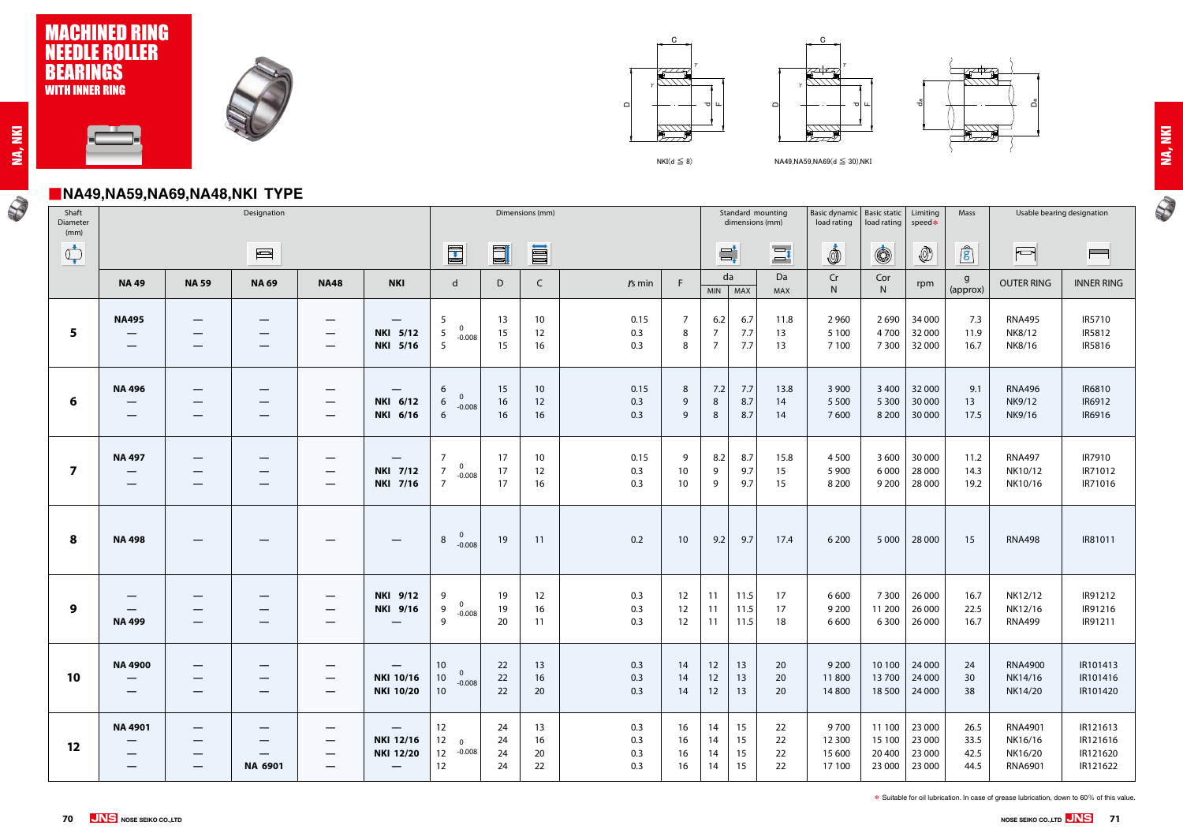# MACHINED RING NEEDLE ROLLER BEARINGS

WITH INNER RING

NKI(d ≦ 8)

NA49,NA59,NA69(d ≦ 30),NKI

## NA49,NA59,NA69,NA48,NKI TYPE

| Shaft Diameter (mm) | Designation | | | | | Dimensions (mm) | | | | | Standard mounting dimensions (mm) | | | Basic dynamic load rating | Basic static load rating | Limiting speed* | Mass | Usable bearing designation | |
|---|---|---|---|---|---|---|---|---|---|---|---|---|---|---|---|---|---|---|---|
| | NA 49 | NA 59 | NA 69 | NA48 | NKI | d | D | C | rs min | F | da MIN | da MAX | Da MAX | Cr N | Cor N | rpm | g (approx) | OUTER RING | INNER RING |
| 5 | NA495 | — | — | — | — | 5 (0/-0.008) | 13 | 10 | 0.15 | 7 | 6.2 | 6.7 | 11.8 | 2 960 | 2 690 | 34 000 | 7.3 | RNA495 | IR5710 |
| | — | — | — | — | NKI 5/12 | 5 | 15 | 12 | 0.3 | 8 | 7 | 7.7 | 13 | 5 100 | 4 700 | 32 000 | 11.9 | NK8/12 | IR5812 |
| | — | — | — | — | NKI 5/16 | 5 | 15 | 16 | 0.3 | 8 | 7 | 7.7 | 13 | 7 100 | 7 300 | 32 000 | 16.7 | NK8/16 | IR5816 |
| 6 | NA 496 | — | — | — | — | 6 (0/-0.008) | 15 | 10 | 0.15 | 8 | 7.2 | 7.7 | 13.8 | 3 900 | 3 400 | 32 000 | 9.1 | RNA496 | IR6810 |
| | — | — | — | — | NKI 6/12 | 6 | 16 | 12 | 0.3 | 9 | 8 | 8.7 | 14 | 5 500 | 5 300 | 30 000 | 13 | NK9/12 | IR6912 |
| | — | — | — | — | NKI 6/16 | 6 | 16 | 16 | 0.3 | 9 | 8 | 8.7 | 14 | 7 600 | 8 200 | 30 000 | 17.5 | NK9/16 | IR6916 |
| 7 | NA 497 | — | — | — | — | 7 (0/-0.008) | 17 | 10 | 0.15 | 9 | 8.2 | 8.7 | 15.8 | 4 500 | 3 600 | 30 000 | 11.2 | RNA497 | IR7910 |
| | — | — | — | — | NKI 7/12 | 7 | 17 | 12 | 0.3 | 10 | 9 | 9.7 | 15 | 5 900 | 6 000 | 28 000 | 14.3 | NK10/12 | IR71012 |
| | — | — | — | — | NKI 7/16 | 7 | 17 | 16 | 0.3 | 10 | 9 | 9.7 | 15 | 8 200 | 9 200 | 28 000 | 19.2 | NK10/16 | IR71016 |
| 8 | NA 498 | — | — | — | — | 8 (0/-0.008) | 19 | 11 | 0.2 | 10 | 9.2 | 9.7 | 17.4 | 6 200 | 5 000 | 28 000 | 15 | RNA498 | IR81011 |
| 9 | — | — | — | — | NKI 9/12 | 9 (0/-0.008) | 19 | 12 | 0.3 | 12 | 11 | 11.5 | 17 | 6 600 | 7 300 | 26 000 | 16.7 | NK12/12 | IR91212 |
| | — | — | — | — | NKI 9/16 | 9 | 19 | 16 | 0.3 | 12 | 11 | 11.5 | 17 | 9 200 | 11 200 | 26 000 | 22.5 | NK12/16 | IR91216 |
| | NA 499 | — | — | — | — | 9 | 20 | 11 | 0.3 | 12 | 11 | 11.5 | 18 | 6 600 | 6 300 | 26 000 | 16.7 | RNA499 | IR91211 |
| 10 | NA 4900 | — | — | — | — | 10 (0/-0.008) | 22 | 13 | 0.3 | 14 | 12 | 13 | 20 | 9 200 | 10 100 | 24 000 | 24 | RNA4900 | IR101413 |
| | — | — | — | — | NKI 10/16 | 10 | 22 | 16 | 0.3 | 14 | 12 | 13 | 20 | 11 800 | 13 700 | 24 000 | 30 | NK14/16 | IR101416 |
| | — | — | — | — | NKI 10/20 | 10 | 22 | 20 | 0.3 | 14 | 12 | 13 | 20 | 14 800 | 18 500 | 24 000 | 38 | NK14/20 | IR101420 |
| 12 | NA 4901 | — | — | — | — | 12 (0/-0.008) | 24 | 13 | 0.3 | 16 | 14 | 15 | 22 | 9 700 | 11 100 | 23 000 | 26.5 | RNA4901 | IR121613 |
| | — | — | — | — | NKI 12/16 | 12 | 24 | 16 | 0.3 | 16 | 14 | 15 | 22 | 12 300 | 15 100 | 23 000 | 33.5 | NK16/16 | IR121616 |
| | — | — | — | — | NKI 12/20 | 12 | 24 | 20 | 0.3 | 16 | 14 | 15 | 22 | 15 600 | 20 400 | 23 000 | 42.5 | NK16/20 | IR121620 |
| | — | — | NA 6901 | — | — | 12 | 24 | 22 | 0.3 | 16 | 14 | 15 | 22 | 17 100 | 23 000 | 23 000 | 44.5 | RNA6901 | IR121622 |

* Suitable for oil lubrication. In case of grease lubrication, down to 60% of this value.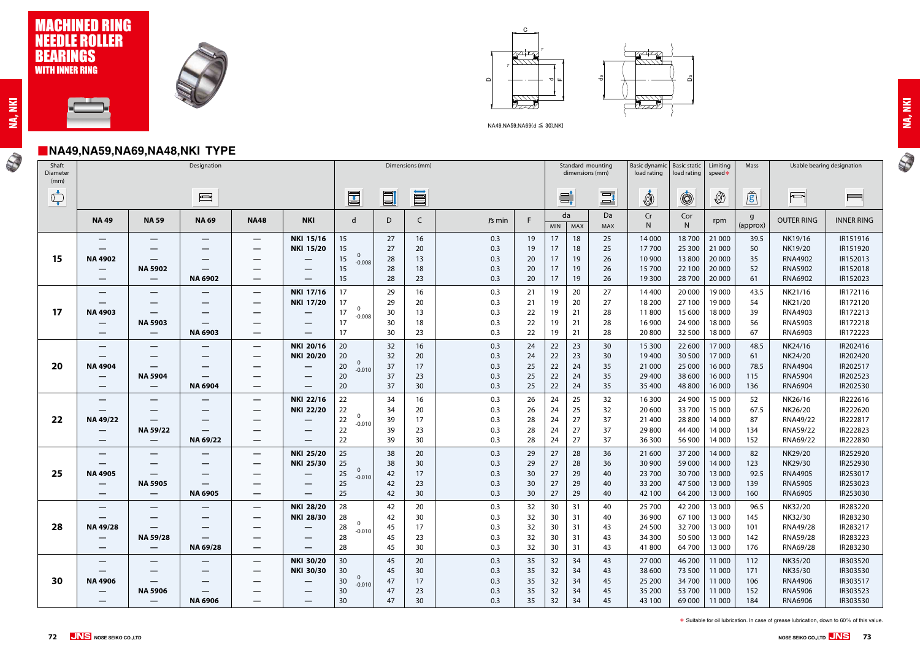# MACHINED RING NEEDLE ROLLER BEARINGS
**WITH INNER RING**

NA49,NA59,NA69(d ≦ 30),NKI

## NA49,NA59,NA69,NA48,NKI TYPE

| Shaft Diameter (mm) | Designation | | | | | Dimensions (mm) | | | | | Standard mounting dimensions (mm) | | | Basic dynamic load rating | Basic static load rating | Limiting speed* | Mass | Usable bearing designation | |
|---|---|---|---|---|---|---|---|---|---|---|---|---|---|---|---|---|---|---|---|
| | NA 49 | NA 59 | NA 69 | NA48 | NKI | d | D | C | rs min | F | da MIN | da MAX | Da MAX | Cr N | Cor N | rpm | g (approx) | OUTER RING | INNER RING |
| 15 | — | — | — | — | NKI 15/16 | 15 0/-0.008 | 27 | 16 | 0.3 | 19 | 17 | 18 | 25 | 14 000 | 18 700 | 21 000 | 39.5 | NK19/16 | IR151916 |
| | — | — | — | — | NKI 15/20 | 15 | 27 | 20 | 0.3 | 19 | 17 | 18 | 25 | 17 700 | 25 300 | 21 000 | 50 | NK19/20 | IR151920 |
| | NA 4902 | — | — | — | — | 15 | 28 | 13 | 0.3 | 20 | 17 | 19 | 26 | 10 900 | 13 800 | 20 000 | 35 | RNA4902 | IR152013 |
| | — | NA 5902 | — | — | — | 15 | 28 | 18 | 0.3 | 20 | 17 | 19 | 26 | 15 700 | 22 100 | 20 000 | 52 | RNA5902 | IR152018 |
| | — | — | NA 6902 | — | — | 15 | 28 | 23 | 0.3 | 20 | 17 | 19 | 26 | 19 300 | 28 700 | 20 000 | 61 | RNA6902 | IR152023 |
| 17 | — | — | — | — | NKI 17/16 | 17 0/-0.008 | 29 | 16 | 0.3 | 21 | 19 | 20 | 27 | 14 400 | 20 000 | 19 000 | 43.5 | NK21/16 | IR172116 |
| | — | — | — | — | NKI 17/20 | 17 | 29 | 20 | 0.3 | 21 | 19 | 20 | 27 | 18 200 | 27 100 | 19 000 | 54 | NK21/20 | IR172120 |
| | NA 4903 | — | — | — | — | 17 | 30 | 13 | 0.3 | 22 | 19 | 21 | 28 | 11 800 | 15 600 | 18 000 | 39 | RNA4903 | IR172213 |
| | — | NA 5903 | — | — | — | 17 | 30 | 18 | 0.3 | 22 | 19 | 21 | 28 | 16 900 | 24 900 | 18 000 | 56 | RNA5903 | IR172218 |
| | — | — | NA 6903 | — | — | 17 | 30 | 23 | 0.3 | 22 | 19 | 21 | 28 | 20 800 | 32 500 | 18 000 | 67 | RNA6903 | IR172223 |
| 20 | — | — | — | — | NKI 20/16 | 20 0/-0.010 | 32 | 16 | 0.3 | 24 | 22 | 23 | 30 | 15 300 | 22 600 | 17 000 | 48.5 | NK24/16 | IR202416 |
| | — | — | — | — | NKI 20/20 | 20 | 32 | 20 | 0.3 | 24 | 22 | 23 | 30 | 19 400 | 30 500 | 17 000 | 61 | NK24/20 | IR202420 |
| | NA 4904 | — | — | — | — | 20 | 37 | 17 | 0.3 | 25 | 22 | 24 | 35 | 21 000 | 25 000 | 16 000 | 78.5 | RNA4904 | IR202517 |
| | — | NA 5904 | — | — | — | 20 | 37 | 23 | 0.3 | 25 | 22 | 24 | 35 | 29 400 | 38 600 | 16 000 | 115 | RNA5904 | IR202523 |
| | — | — | NA 6904 | — | — | 20 | 37 | 30 | 0.3 | 25 | 22 | 24 | 35 | 35 400 | 48 800 | 16 000 | 136 | RNA6904 | IR202530 |
| 22 | — | — | — | — | NKI 22/16 | 22 0/-0.010 | 34 | 16 | 0.3 | 26 | 24 | 25 | 32 | 16 300 | 24 900 | 15 000 | 52 | NK26/16 | IR222616 |
| | — | — | — | — | NKI 22/20 | 22 | 34 | 20 | 0.3 | 26 | 24 | 25 | 32 | 20 600 | 33 700 | 15 000 | 67.5 | NK26/20 | IR222620 |
| | NA 49/22 | — | — | — | — | 22 | 39 | 17 | 0.3 | 28 | 24 | 27 | 37 | 21 400 | 28 800 | 14 000 | 87 | RNA49/22 | IR222817 |
| | — | NA 59/22 | — | — | — | 22 | 39 | 23 | 0.3 | 28 | 24 | 27 | 37 | 29 800 | 44 400 | 14 000 | 134 | RNA59/22 | IR222823 |
| | — | — | NA 69/22 | — | — | 22 | 39 | 30 | 0.3 | 28 | 24 | 27 | 37 | 36 300 | 56 900 | 14 000 | 152 | RNA69/22 | IR222830 |
| 25 | — | — | — | — | NKI 25/20 | 25 0/-0.010 | 38 | 20 | 0.3 | 29 | 27 | 28 | 36 | 21 600 | 37 200 | 14 000 | 82 | NK29/20 | IR252920 |
| | — | — | — | — | NKI 25/30 | 25 | 38 | 30 | 0.3 | 29 | 27 | 28 | 36 | 30 900 | 59 000 | 14 000 | 123 | NK29/30 | IR252930 |
| | NA 4905 | — | — | — | — | 25 | 42 | 17 | 0.3 | 30 | 27 | 29 | 40 | 23 700 | 30 700 | 13 000 | 92.5 | RNA4905 | IR253017 |
| | — | NA 5905 | — | — | — | 25 | 42 | 23 | 0.3 | 30 | 27 | 29 | 40 | 33 200 | 47 500 | 13 000 | 139 | RNA5905 | IR253023 |
| | — | — | NA 6905 | — | — | 25 | 42 | 30 | 0.3 | 30 | 27 | 29 | 40 | 42 100 | 64 200 | 13 000 | 160 | RNA6905 | IR253030 |
| 28 | — | — | — | — | NKI 28/20 | 28 0/-0.010 | 42 | 20 | 0.3 | 32 | 30 | 31 | 40 | 25 700 | 42 200 | 13 000 | 96.5 | NK32/20 | IR283220 |
| | — | — | — | — | NKI 28/30 | 28 | 42 | 30 | 0.3 | 32 | 30 | 31 | 40 | 36 900 | 67 100 | 13 000 | 145 | NK32/30 | IR283230 |
| | NA 49/28 | — | — | — | — | 28 | 45 | 17 | 0.3 | 32 | 30 | 31 | 43 | 24 500 | 32 700 | 13 000 | 101 | RNA49/28 | IR283217 |
| | — | NA 59/28 | — | — | — | 28 | 45 | 23 | 0.3 | 32 | 30 | 31 | 43 | 34 300 | 50 500 | 13 000 | 142 | RNA59/28 | IR283223 |
| | — | — | NA 69/28 | — | — | 28 | 45 | 30 | 0.3 | 32 | 30 | 31 | 43 | 41 800 | 64 700 | 13 000 | 176 | RNA69/28 | IR283230 |
| 30 | — | — | — | — | NKI 30/20 | 30 0/-0.010 | 45 | 20 | 0.3 | 35 | 32 | 34 | 43 | 27 000 | 46 200 | 11 000 | 112 | NK35/20 | IR303520 |
| | — | — | — | — | NKI 30/30 | 30 | 45 | 30 | 0.3 | 35 | 32 | 34 | 43 | 38 600 | 73 500 | 11 000 | 171 | NK35/30 | IR303530 |
| | NA 4906 | — | — | — | — | 30 | 47 | 17 | 0.3 | 35 | 32 | 34 | 45 | 25 200 | 34 700 | 11 000 | 106 | RNA4906 | IR303517 |
| | — | NA 5906 | — | — | — | 30 | 47 | 23 | 0.3 | 35 | 32 | 34 | 45 | 35 200 | 53 700 | 11 000 | 152 | RNA5906 | IR303523 |
| | — | — | NA 6906 | — | — | 30 | 47 | 30 | 0.3 | 35 | 32 | 34 | 45 | 43 100 | 69 000 | 11 000 | 184 | RNA6906 | IR303530 |

* Suitable for oil lubrication. In case of grease lubrication, down to 60% of this value.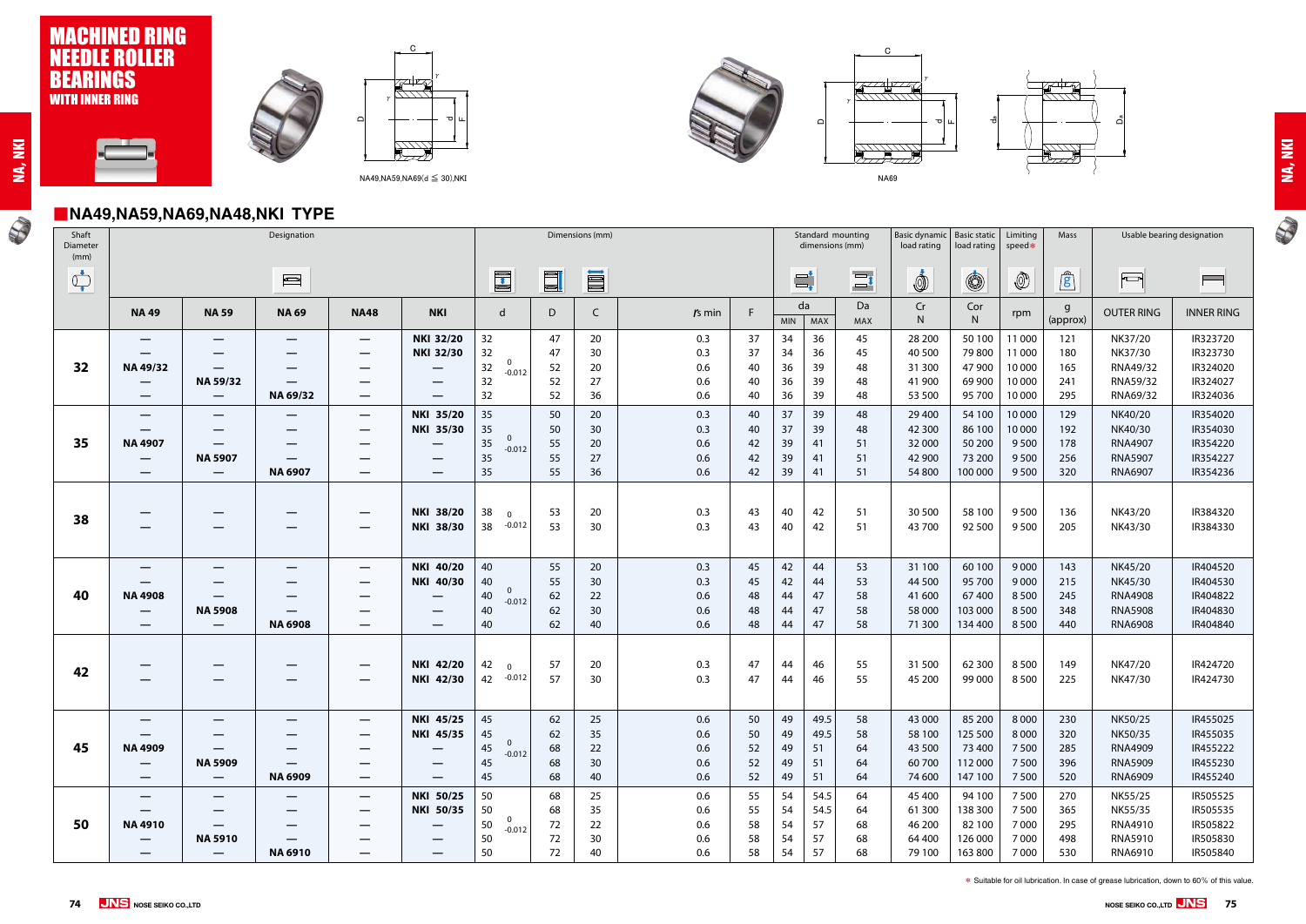# MACHINED RING NEEDLE ROLLER BEARINGS WITH INNER RING

NA49,NA59,NA69(d ≦ 30),NKI

NA69

## NA49,NA59,NA69,NA48,NKI TYPE

| Shaft Diameter (mm) | Designation | | | | | Dimensions (mm) | | | | | Standard mounting dimensions (mm) | | | Basic dynamic load rating | Basic static load rating | Limiting speed* | Mass | Usable bearing designation | |
|---|---|---|---|---|---|---|---|---|---|---|---|---|---|---|---|---|---|---|---|
| | NA 49 | NA 59 | NA 69 | NA48 | NKI | d | D | C | rs min | F | da MIN | da MAX | Da MAX | Cr N | Cor N | rpm | g (approx) | OUTER RING | INNER RING |
| 32 | — | — | — | — | NKI 32/20 | 32 0/-0.012 | 47 | 20 | 0.3 | 37 | 34 | 36 | 45 | 28 200 | 50 100 | 11 000 | 121 | NK37/20 | IR323720 |
| | — | — | — | — | NKI 32/30 | 32 | 47 | 30 | 0.3 | 37 | 34 | 36 | 45 | 40 500 | 79 800 | 11 000 | 180 | NK37/30 | IR323730 |
| | NA 49/32 | — | — | — | — | 32 | 52 | 20 | 0.6 | 40 | 36 | 39 | 48 | 31 300 | 47 900 | 10 000 | 165 | RNA49/32 | IR324020 |
| | — | NA 59/32 | — | — | — | 32 | 52 | 27 | 0.6 | 40 | 36 | 39 | 48 | 41 900 | 69 900 | 10 000 | 241 | RNA59/32 | IR324027 |
| | — | — | NA 69/32 | — | — | 32 | 52 | 36 | 0.6 | 40 | 36 | 39 | 48 | 53 500 | 95 700 | 10 000 | 295 | RNA69/32 | IR324036 |
| 35 | — | — | — | — | NKI 35/20 | 35 0/-0.012 | 50 | 20 | 0.3 | 40 | 37 | 39 | 48 | 29 400 | 54 100 | 10 000 | 129 | NK40/20 | IR354020 |
| | — | — | — | — | NKI 35/30 | 35 | 50 | 30 | 0.3 | 40 | 37 | 39 | 48 | 42 300 | 86 100 | 10 000 | 192 | NK40/30 | IR354030 |
| | NA 4907 | — | — | — | — | 35 | 55 | 20 | 0.6 | 42 | 39 | 41 | 51 | 32 000 | 50 200 | 9 500 | 178 | RNA4907 | IR354220 |
| | — | NA 5907 | — | — | — | 35 | 55 | 27 | 0.6 | 42 | 39 | 41 | 51 | 42 900 | 73 200 | 9 500 | 256 | RNA5907 | IR354227 |
| | — | — | NA 6907 | — | — | 35 | 55 | 36 | 0.6 | 42 | 39 | 41 | 51 | 54 800 | 100 000 | 9 500 | 320 | RNA6907 | IR354236 |
| 38 | — | — | — | — | NKI 38/20 | 38 0/-0.012 | 53 | 20 | 0.3 | 43 | 40 | 42 | 51 | 30 500 | 58 100 | 9 500 | 136 | NK43/20 | IR384320 |
| | — | — | — | — | NKI 38/30 | 38 | 53 | 30 | 0.3 | 43 | 40 | 42 | 51 | 43 700 | 92 500 | 9 500 | 205 | NK43/30 | IR384330 |
| 40 | — | — | — | — | NKI 40/20 | 40 0/-0.012 | 55 | 20 | 0.3 | 45 | 42 | 44 | 53 | 31 100 | 60 100 | 9 000 | 143 | NK45/20 | IR404520 |
| | — | — | — | — | NKI 40/30 | 40 | 55 | 30 | 0.3 | 45 | 42 | 44 | 53 | 44 500 | 95 700 | 9 000 | 215 | NK45/30 | IR404530 |
| | NA 4908 | — | — | — | — | 40 | 62 | 22 | 0.6 | 48 | 44 | 47 | 58 | 41 600 | 67 400 | 8 500 | 245 | RNA4908 | IR404822 |
| | — | NA 5908 | — | — | — | 40 | 62 | 30 | 0.6 | 48 | 44 | 47 | 58 | 58 000 | 103 000 | 8 500 | 348 | RNA5908 | IR404830 |
| | — | — | NA 6908 | — | — | 40 | 62 | 40 | 0.6 | 48 | 44 | 47 | 58 | 71 300 | 134 400 | 8 500 | 440 | RNA6908 | IR404840 |
| 42 | — | — | — | — | NKI 42/20 | 42 0/-0.012 | 57 | 20 | 0.3 | 47 | 44 | 46 | 55 | 31 500 | 62 300 | 8 500 | 149 | NK47/20 | IR424720 |
| | — | — | — | — | NKI 42/30 | 42 | 57 | 30 | 0.3 | 47 | 44 | 46 | 55 | 45 200 | 99 000 | 8 500 | 225 | NK47/30 | IR424730 |
| 45 | — | — | — | — | NKI 45/25 | 45 0/-0.012 | 62 | 25 | 0.6 | 50 | 49 | 49.5 | 58 | 43 000 | 85 200 | 8 000 | 230 | NK50/25 | IR455025 |
| | — | — | — | — | NKI 45/35 | 45 | 62 | 35 | 0.6 | 50 | 49 | 49.5 | 58 | 58 100 | 125 500 | 8 000 | 320 | NK50/35 | IR455035 |
| | NA 4909 | — | — | — | — | 45 | 68 | 22 | 0.6 | 52 | 49 | 51 | 64 | 43 500 | 73 400 | 7 500 | 285 | RNA4909 | IR455222 |
| | — | NA 5909 | — | — | — | 45 | 68 | 30 | 0.6 | 52 | 49 | 51 | 64 | 60 700 | 112 000 | 7 500 | 396 | RNA5909 | IR455230 |
| | — | — | NA 6909 | — | — | 45 | 68 | 40 | 0.6 | 52 | 49 | 51 | 64 | 74 600 | 147 100 | 7 500 | 520 | RNA6909 | IR455240 |
| 50 | — | — | — | — | NKI 50/25 | 50 0/-0.012 | 68 | 25 | 0.6 | 55 | 54 | 54.5 | 64 | 45 400 | 94 100 | 7 500 | 270 | NK55/25 | IR505525 |
| | — | — | — | — | NKI 50/35 | 50 | 68 | 35 | 0.6 | 55 | 54 | 54.5 | 64 | 61 300 | 138 300 | 7 500 | 365 | NK55/35 | IR505535 |
| | NA 4910 | — | — | — | — | 50 | 72 | 22 | 0.6 | 58 | 54 | 57 | 68 | 46 200 | 82 100 | 7 000 | 295 | RNA4910 | IR505822 |
| | — | NA 5910 | — | — | — | 50 | 72 | 30 | 0.6 | 58 | 54 | 57 | 68 | 64 400 | 126 000 | 7 000 | 498 | RNA5910 | IR505830 |
| | — | — | NA 6910 | — | — | 50 | 72 | 40 | 0.6 | 58 | 54 | 57 | 68 | 79 100 | 163 800 | 7 000 | 530 | RNA6910 | IR505840 |

\* Suitable for oil lubrication. In case of grease lubrication, down to 60% of this value.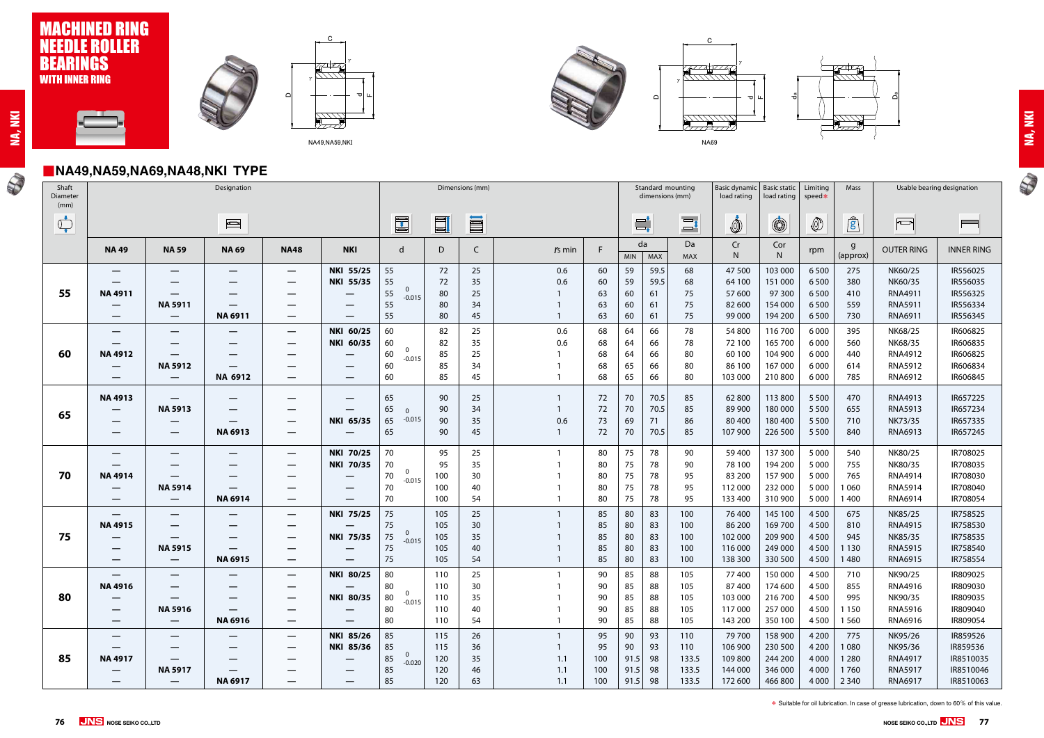# MACHINED RING NEEDLE ROLLER BEARINGS WITH INNER RING

NA49,NA59,NKI

NA69

## NA49,NA59,NA69,NA48,NKI TYPE

| Shaft Diameter (mm) | Designation | | | | | Dimensions (mm) | | | | | Standard mounting dimensions (mm) | | | Basic dynamic load rating | Basic static load rating | Limiting speed* | Mass | Usable bearing designation | |
|---|---|---|---|---|---|---|---|---|---|---|---|---|---|---|---|---|---|---|---|
| | NA 49 | NA 59 | NA 69 | NA48 | NKI | d | D | C | rs min | F | da MIN | da MAX | Da MAX | Cr N | Cor N | rpm | g (approx) | OUTER RING | INNER RING |
| 55 | — | — | — | — | NKI 55/25 | 55 | 72 | 25 | 0.6 | 60 | 59 | 59.5 | 68 | 47 500 | 103 000 | 6 500 | 275 | NK60/25 | IR556025 |
| | — | — | — | — | NKI 55/35 | 55 | 72 | 35 | 0.6 | 60 | 59 | 59.5 | 68 | 64 100 | 151 000 | 6 500 | 380 | NK60/35 | IR556035 |
| | NA 4911 | — | — | — | — | 55 (0/-0.015) | 80 | 25 | 1 | 63 | 60 | 61 | 75 | 57 600 | 97 300 | 6 500 | 410 | RNA4911 | IR556325 |
| | — | NA 5911 | — | — | — | 55 | 80 | 34 | 1 | 63 | 60 | 61 | 75 | 82 600 | 154 000 | 6 500 | 559 | RNA5911 | IR556334 |
| | — | — | NA 6911 | — | — | 55 | 80 | 45 | 1 | 63 | 60 | 61 | 75 | 99 000 | 194 200 | 6 500 | 730 | RNA6911 | IR556345 |
| 60 | — | — | — | — | NKI 60/25 | 60 | 82 | 25 | 0.6 | 68 | 64 | 66 | 78 | 54 800 | 116 700 | 6 000 | 395 | NK68/25 | IR606825 |
| | — | — | — | — | NKI 60/35 | 60 | 82 | 35 | 0.6 | 68 | 64 | 66 | 78 | 72 100 | 165 700 | 6 000 | 560 | NK68/35 | IR606835 |
| | NA 4912 | — | — | — | — | 60 (0/-0.015) | 85 | 25 | 1 | 68 | 64 | 66 | 80 | 60 100 | 104 900 | 6 000 | 440 | RNA4912 | IR606825 |
| | — | NA 5912 | — | — | — | 60 | 85 | 34 | 1 | 68 | 65 | 66 | 80 | 86 100 | 167 000 | 6 000 | 614 | RNA5912 | IR606834 |
| | — | — | NA 6912 | — | — | 60 | 85 | 45 | 1 | 68 | 65 | 66 | 80 | 103 000 | 210 800 | 6 000 | 785 | RNA6912 | IR606845 |
| 65 | NA 4913 | — | — | — | — | 65 | 90 | 25 | 1 | 72 | 70 | 70.5 | 85 | 62 800 | 113 800 | 5 500 | 470 | RNA4913 | IR657225 |
| | — | NA 5913 | — | — | — | 65 (0/-0.015) | 90 | 34 | 1 | 72 | 70 | 70.5 | 85 | 89 900 | 180 000 | 5 500 | 655 | RNA5913 | IR657234 |
| | — | — | — | — | NKI 65/35 | 65 | 90 | 35 | 0.6 | 73 | 69 | 71 | 86 | 80 400 | 180 400 | 5 500 | 710 | NK73/35 | IR657335 |
| | — | — | NA 6913 | — | — | 65 | 90 | 45 | 1 | 72 | 70 | 70.5 | 85 | 107 900 | 226 500 | 5 500 | 840 | RNA6913 | IR657245 |
| 70 | — | — | — | — | NKI 70/25 | 70 | 95 | 25 | 1 | 80 | 75 | 78 | 90 | 59 400 | 137 300 | 5 000 | 540 | NK80/25 | IR708025 |
| | — | — | — | — | NKI 70/35 | 70 | 95 | 35 | 1 | 80 | 75 | 78 | 90 | 78 100 | 194 200 | 5 000 | 755 | NK80/35 | IR708035 |
| | NA 4914 | — | — | — | — | 70 (0/-0.015) | 100 | 30 | 1 | 80 | 75 | 78 | 95 | 83 200 | 157 900 | 5 000 | 765 | RNA4914 | IR708030 |
| | — | NA 5914 | — | — | — | 70 | 100 | 40 | 1 | 80 | 75 | 78 | 95 | 112 000 | 232 000 | 5 000 | 1 060 | RNA5914 | IR708040 |
| | — | — | NA 6914 | — | — | 70 | 100 | 54 | 1 | 80 | 75 | 78 | 95 | 133 400 | 310 900 | 5 000 | 1 400 | RNA6914 | IR708054 |
| 75 | — | — | — | — | NKI 75/25 | 75 | 105 | 25 | 1 | 85 | 80 | 83 | 100 | 76 400 | 145 100 | 4 500 | 675 | NK85/25 | IR758525 |
| | NA 4915 | — | — | — | — | 75 | 105 | 30 | 1 | 85 | 80 | 83 | 100 | 86 200 | 169 700 | 4 500 | 810 | RNA4915 | IR758530 |
| | — | — | — | — | NKI 75/35 | 75 (0/-0.015) | 105 | 35 | 1 | 85 | 80 | 83 | 100 | 102 000 | 209 900 | 4 500 | 945 | NK85/35 | IR758535 |
| | — | NA 5915 | — | — | — | 75 | 105 | 40 | 1 | 85 | 80 | 83 | 100 | 116 000 | 249 000 | 4 500 | 1 130 | RNA5915 | IR758540 |
| | — | — | NA 6915 | — | — | 75 | 105 | 54 | 1 | 85 | 80 | 83 | 100 | 138 300 | 330 500 | 4 500 | 1 480 | RNA6915 | IR758554 |
| 80 | — | — | — | — | NKI 80/25 | 80 | 110 | 25 | 1 | 90 | 85 | 88 | 105 | 77 400 | 150 000 | 4 500 | 710 | NK90/25 | IR809025 |
| | NA 4916 | — | — | — | — | 80 | 110 | 30 | 1 | 90 | 85 | 88 | 105 | 87 400 | 174 600 | 4 500 | 855 | RNA4916 | IR809030 |
| | — | — | — | — | NKI 80/35 | 80 (0/-0.015) | 110 | 35 | 1 | 90 | 85 | 88 | 105 | 103 000 | 216 700 | 4 500 | 995 | NK90/35 | IR809035 |
| | — | NA 5916 | — | — | — | 80 | 110 | 40 | 1 | 90 | 85 | 88 | 105 | 117 000 | 257 000 | 4 500 | 1 150 | RNA5916 | IR809040 |
| | — | — | NA 6916 | — | — | 80 | 110 | 54 | 1 | 90 | 85 | 88 | 105 | 143 200 | 350 100 | 4 500 | 1 560 | RNA6916 | IR809054 |
| 85 | — | — | — | — | NKI 85/26 | 85 | 115 | 26 | 1 | 95 | 90 | 93 | 110 | 79 700 | 158 900 | 4 200 | 775 | NK95/26 | IR859526 |
| | — | — | — | — | NKI 85/36 | 85 | 115 | 36 | 1 | 95 | 90 | 93 | 110 | 106 900 | 230 500 | 4 200 | 1 080 | NK95/36 | IR859536 |
| | NA 4917 | — | — | — | — | 85 (0/-0.020) | 120 | 35 | 1.1 | 100 | 91.5 | 98 | 133.5 | 109 800 | 244 200 | 4 000 | 1 280 | RNA4917 | IR8510035 |
| | — | NA 5917 | — | — | — | 85 | 120 | 46 | 1.1 | 100 | 91.5 | 98 | 133.5 | 144 000 | 346 000 | 4 000 | 1 760 | RNA5917 | IR8510046 |
| | — | — | NA 6917 | — | — | 85 | 120 | 63 | 1.1 | 100 | 91.5 | 98 | 133.5 | 172 600 | 466 800 | 4 000 | 2 340 | RNA6917 | IR8510063 |

* Suitable for oil lubrication. In case of grease lubrication, down to 60% of this value.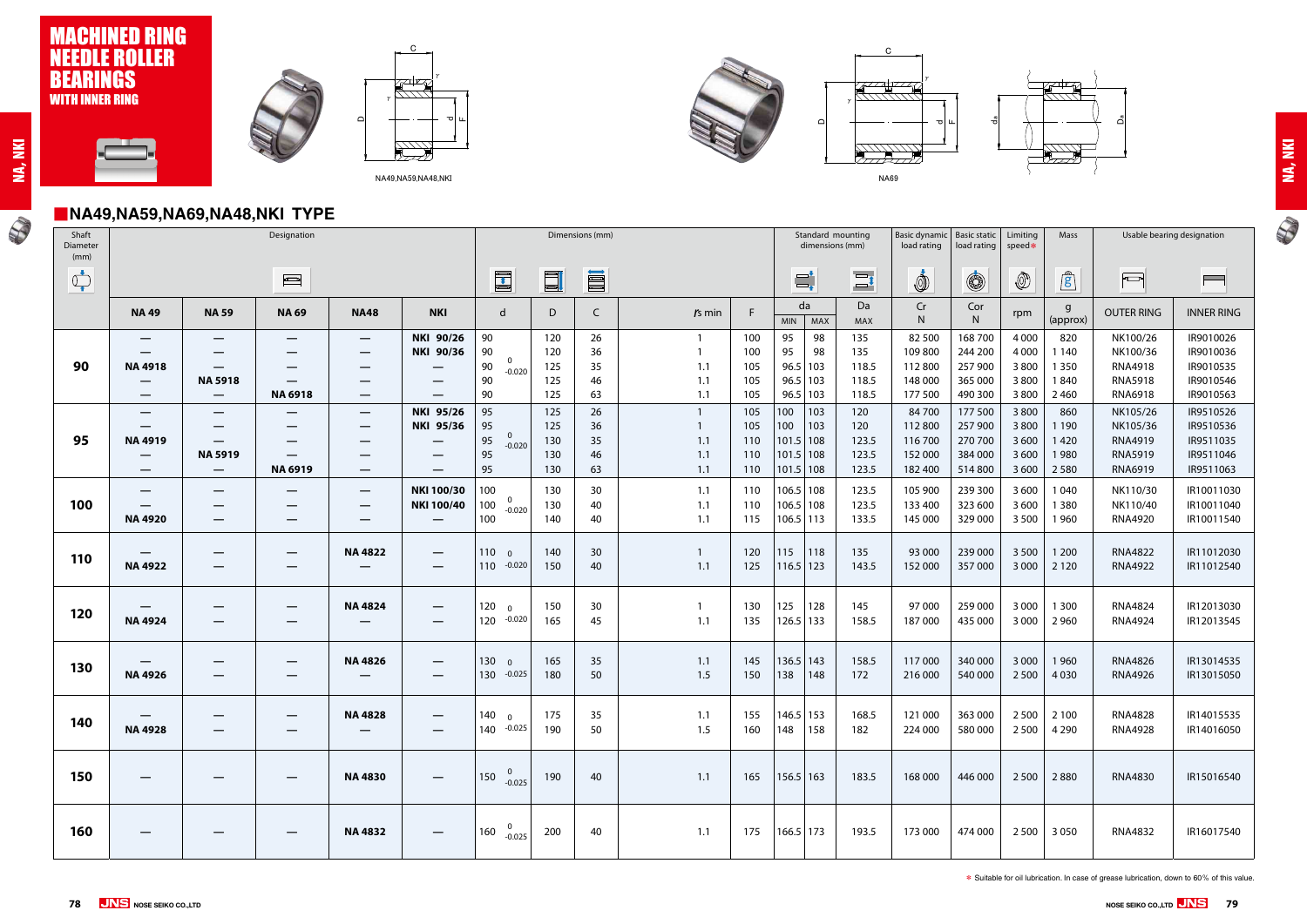# MACHINED RING NEEDLE ROLLER BEARINGS

WITH INNER RING

NA49,NA59,NA48,NKI

NA69

## NA49,NA59,NA69,NA48,NKI TYPE

| Shaft Diameter (mm) | Designation | | | | | Dimensions (mm) | | | | | Standard mounting dimensions (mm) | | | Basic dynamic load rating | Basic static load rating | Limiting speed* | Mass | Usable bearing designation | |
|---|---|---|---|---|---|---|---|---|---|---|---|---|---|---|---|---|---|---|---|
| | NA 49 | NA 59 | NA 69 | NA48 | NKI | d | D | C | rs min | F | da MIN | da MAX | Da MAX | Cr N | Cor N | rpm | g (approx) | OUTER RING | INNER RING |
| 90 | — | — | — | — | NKI 90/26 | 90 0/-0.020 | 120 | 26 | 1 | 100 | 95 | 98 | 135 | 82 500 | 168 700 | 4 000 | 820 | NK100/26 | IR9010026 |
| | — | — | — | — | NKI 90/36 | 90 | 120 | 36 | 1 | 100 | 95 | 98 | 135 | 109 800 | 244 200 | 4 000 | 1 140 | NK100/36 | IR9010036 |
| | NA 4918 | — | — | — | — | 90 | 125 | 35 | 1.1 | 105 | 96.5 | 103 | 118.5 | 112 800 | 257 900 | 3 800 | 1 350 | RNA4918 | IR9010535 |
| | — | NA 5918 | — | — | — | 90 | 125 | 46 | 1.1 | 105 | 96.5 | 103 | 118.5 | 148 000 | 365 000 | 3 800 | 1 840 | RNA5918 | IR9010546 |
| | — | — | NA 6918 | — | — | 90 | 125 | 63 | 1.1 | 105 | 96.5 | 103 | 118.5 | 177 500 | 490 300 | 3 800 | 2 460 | RNA6918 | IR9010563 |
| 95 | — | — | — | — | NKI 95/26 | 95 0/-0.020 | 125 | 26 | 1 | 105 | 100 | 103 | 120 | 84 700 | 177 500 | 3 800 | 860 | NK105/26 | IR9510526 |
| | — | — | — | — | NKI 95/36 | 95 | 125 | 36 | 1 | 105 | 100 | 103 | 120 | 112 800 | 257 900 | 3 800 | 1 190 | NK105/36 | IR9510536 |
| | NA 4919 | — | — | — | — | 95 | 130 | 35 | 1.1 | 110 | 101.5 | 108 | 123.5 | 116 700 | 270 700 | 3 600 | 1 420 | RNA4919 | IR9511035 |
| | — | NA 5919 | — | — | — | 95 | 130 | 46 | 1.1 | 110 | 101.5 | 108 | 123.5 | 152 000 | 384 000 | 3 600 | 1 980 | RNA5919 | IR9511046 |
| | — | — | NA 6919 | — | — | 95 | 130 | 63 | 1.1 | 110 | 101.5 | 108 | 123.5 | 182 400 | 514 800 | 3 600 | 2 580 | RNA6919 | IR9511063 |
| 100 | — | — | — | — | NKI 100/30 | 100 0/-0.020 | 130 | 30 | 1.1 | 110 | 106.5 | 108 | 123.5 | 105 900 | 239 300 | 3 600 | 1 040 | NK110/30 | IR10011030 |
| | — | — | — | — | NKI 100/40 | 100 | 130 | 40 | 1.1 | 110 | 106.5 | 108 | 123.5 | 133 400 | 323 600 | 3 600 | 1 380 | NK110/40 | IR10011040 |
| | NA 4920 | — | — | — | — | 100 | 140 | 40 | 1.1 | 115 | 106.5 | 113 | 133.5 | 145 000 | 329 000 | 3 500 | 1 960 | RNA4920 | IR10011540 |
| 110 | — | — | — | NA 4822 | — | 110 0/-0.020 | 140 | 30 | 1 | 120 | 115 | 118 | 135 | 93 000 | 239 000 | 3 500 | 1 200 | RNA4822 | IR11012030 |
| | NA 4922 | — | — | — | — | 110 | 150 | 40 | 1.1 | 125 | 116.5 | 123 | 143.5 | 152 000 | 357 000 | 3 000 | 2 120 | RNA4922 | IR11012540 |
| 120 | — | — | — | NA 4824 | — | 120 0/-0.020 | 150 | 30 | 1 | 130 | 125 | 128 | 145 | 97 000 | 259 000 | 3 000 | 1 300 | RNA4824 | IR12013030 |
| | NA 4924 | — | — | — | — | 120 | 165 | 45 | 1.1 | 135 | 126.5 | 133 | 158.5 | 187 000 | 435 000 | 3 000 | 2 960 | RNA4924 | IR12013545 |
| 130 | — | — | — | NA 4826 | — | 130 0/-0.025 | 165 | 35 | 1.1 | 145 | 136.5 | 143 | 158.5 | 117 000 | 340 000 | 3 000 | 1 960 | RNA4826 | IR13014535 |
| | NA 4926 | — | — | — | — | 130 | 180 | 50 | 1.5 | 150 | 138 | 148 | 172 | 216 000 | 540 000 | 2 500 | 4 030 | RNA4926 | IR13015050 |
| 140 | — | — | — | NA 4828 | — | 140 0/-0.025 | 175 | 35 | 1.1 | 155 | 146.5 | 153 | 168.5 | 121 000 | 363 000 | 2 500 | 2 100 | RNA4828 | IR14015535 |
| | NA 4928 | — | — | — | — | 140 | 190 | 50 | 1.5 | 160 | 148 | 158 | 182 | 224 000 | 580 000 | 2 500 | 4 290 | RNA4928 | IR14016050 |
| 150 | — | — | — | NA 4830 | — | 150 0/-0.025 | 190 | 40 | 1.1 | 165 | 156.5 | 163 | 183.5 | 168 000 | 446 000 | 2 500 | 2 880 | RNA4830 | IR15016540 |
| 160 | — | — | — | NA 4832 | — | 160 0/-0.025 | 200 | 40 | 1.1 | 175 | 166.5 | 173 | 193.5 | 173 000 | 474 000 | 2 500 | 3 050 | RNA4832 | IR16017540 |

* Suitable for oil lubrication. In case of grease lubrication, down to 60% of this value.